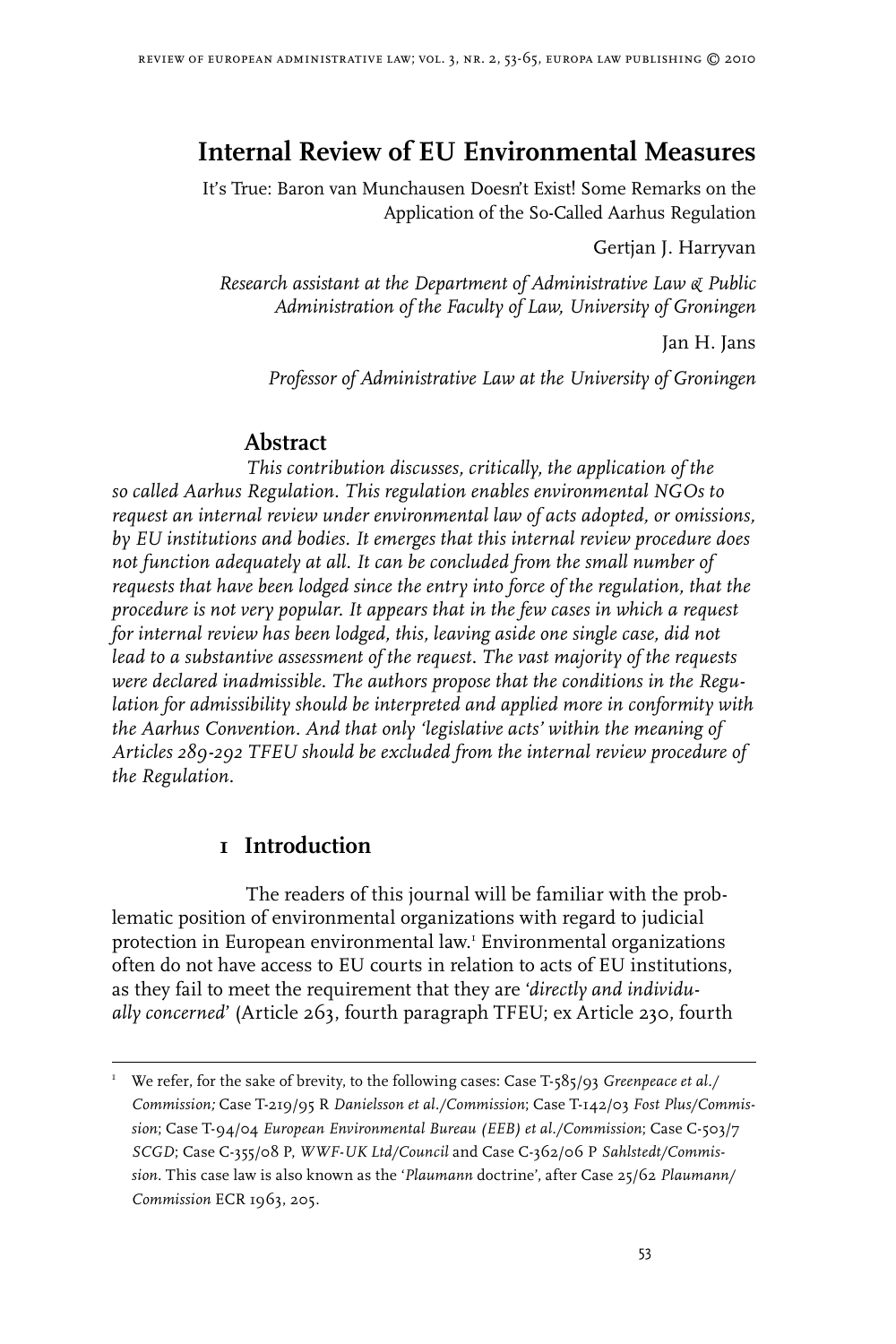# Internal Review of EU Environmental Measures

It's True: Baron van Munchausen Doesn't Exist! Some Remarks on the Application of the So-Called Aarhus Regulation

Gertjan J. Harryvan

*Research assistant at the Department of Administrative Law & Public Administration of the Faculty of Law, University of Groningen*

Jan H. Jans

*Professor of Administrative Law at the University of Groningen*

## Abstract

*This contribution discusses, critically, the application of the so called Aarhus Regulation. This regulation enables environmental NGOs to request an internal review under environmental law of acts adopted, or omissions, by EU institutions and bodies. It emerges that this internal review procedure does not function adequately at all. It can be concluded from the small number of requests that have been lodged since the entry into force of the regulation, that the procedure is not very popular. It appears that in the few cases in which a request for internal review has been lodged, this, leaving aside one single case, did not lead to a substantive assessment of the request. The vast majority of the requests were declared inadmissible. The authors propose that the conditions in the Regulation for admissibility should be interpreted and applied more in conformity with the Aarhus Convention. And that only 'legislative acts' within the meaning of Articles 289-292 TFEU should be excluded from the internal review procedure of the Regulation.*

## 1 Introduction

The readers of this journal will be familiar with the problematic position of environmental organizations with regard to judicial protection in European environmental law.[1] Environmental organizations often do not have access to EU courts in relation to acts of EU institutions, as they fail to meet the requirement that they are *'directly and individually concerned'* (Article 263, fourth paragraph TFEU; ex Article 230, fourth

[1] We refer, for the sake of brevity, to the following cases: Case T-585/93 *Greenpeace et al./Commission;* Case T-219/95 R *Danielsson et al./Commission*; Case T-142/03 *Fost Plus/Commission*; Case T-94/04 *European Environmental Bureau (EEB) et al./Commission*; Case C-503/7 *SCGD*; Case C-355/08 P, *WWF-UK Ltd/Council* and Case C-362/06 P *Sahlstedt/Commission*. This case law is also known as the '*Plaumann* doctrine', after Case 25/62 *Plaumann/Commission* ECR 1963, 205.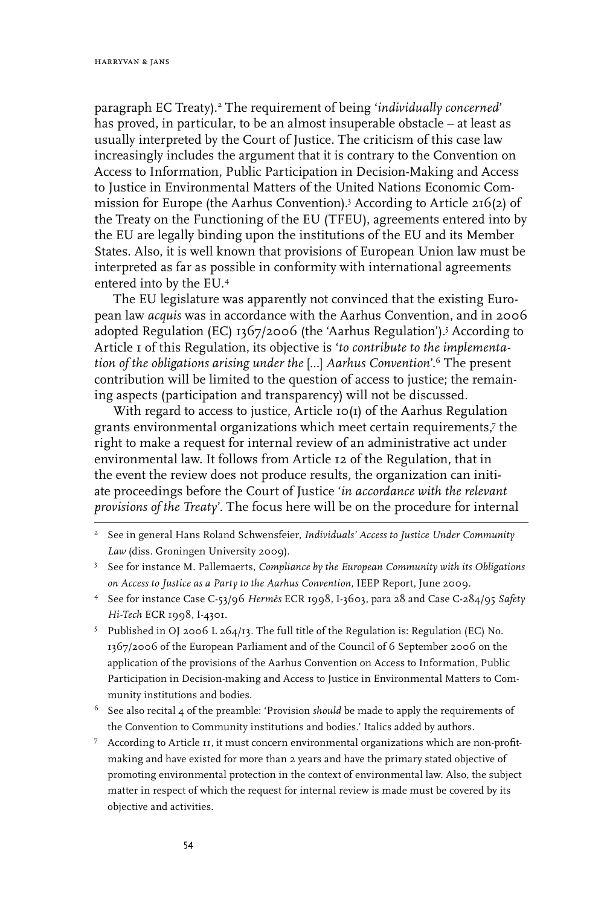paragraph EC Treaty).[2] The requirement of being '*individually concerned*' has proved, in particular, to be an almost insuperable obstacle – at least as usually interpreted by the Court of Justice. The criticism of this case law increasingly includes the argument that it is contrary to the Convention on Access to Information, Public Participation in Decision-Making and Access to Justice in Environmental Matters of the United Nations Economic Commission for Europe (the Aarhus Convention).[3] According to Article 216(2) of the Treaty on the Functioning of the EU (TFEU), agreements entered into by the EU are legally binding upon the institutions of the EU and its Member States. Also, it is well known that provisions of European Union law must be interpreted as far as possible in conformity with international agreements entered into by the EU.[4]

The EU legislature was apparently not convinced that the existing European law *acquis* was in accordance with the Aarhus Convention, and in 2006 adopted Regulation (EC) 1367/2006 (the 'Aarhus Regulation').[5] According to Article 1 of this Regulation, its objective is '*to contribute to the implementation of the obligations arising under the* [...] *Aarhus Convention*'.[6] The present contribution will be limited to the question of access to justice; the remaining aspects (participation and transparency) will not be discussed.

With regard to access to justice, Article 10(1) of the Aarhus Regulation grants environmental organizations which meet certain requirements,[7] the right to make a request for internal review of an administrative act under environmental law. It follows from Article 12 of the Regulation, that in the event the review does not produce results, the organization can initiate proceedings before the Court of Justice '*in accordance with the relevant provisions of the Treaty*'. The focus here will be on the procedure for internal

---

[2] See in general Hans Roland Schwensfeier, *Individuals' Access to Justice Under Community Law* (diss. Groningen University 2009).

[3] See for instance M. Pallemaerts, *Compliance by the European Community with its Obligations on Access to Justice as a Party to the Aarhus Convention*, IEEP Report, June 2009.

[4] See for instance Case C-53/96 *Hermès* ECR 1998, I-3603, para 28 and Case C-284/95 *Safety Hi-Tech* ECR 1998, I-4301.

[5] Published in OJ 2006 L 264/13. The full title of the Regulation is: Regulation (EC) No. 1367/2006 of the European Parliament and of the Council of 6 September 2006 on the application of the provisions of the Aarhus Convention on Access to Information, Public Participation in Decision-making and Access to Justice in Environmental Matters to Community institutions and bodies.

[6] See also recital 4 of the preamble: 'Provision *should* be made to apply the requirements of the Convention to Community institutions and bodies.' Italics added by authors.

[7] According to Article 11, it must concern environmental organizations which are non-profit-making and have existed for more than 2 years and have the primary stated objective of promoting environmental protection in the context of environmental law. Also, the subject matter in respect of which the request for internal review is made must be covered by its objective and activities.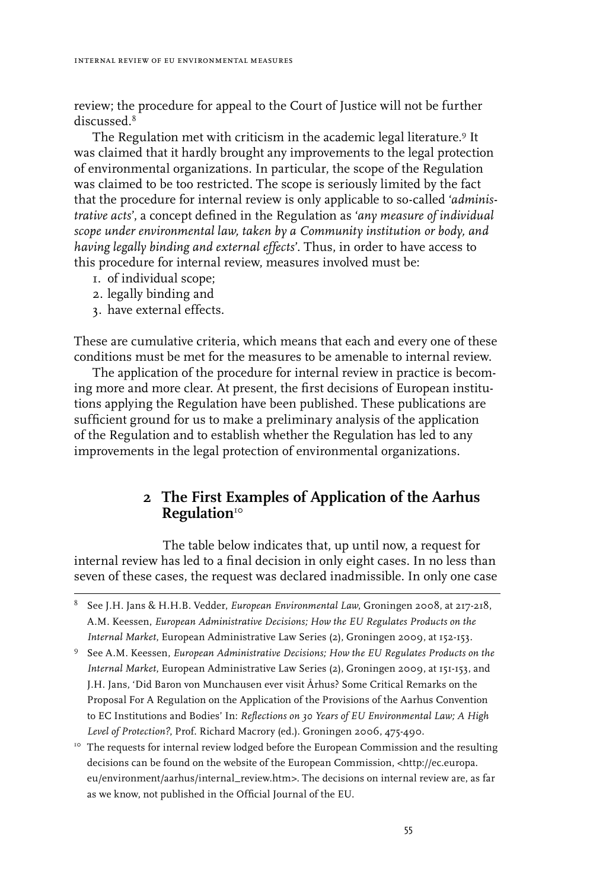review; the procedure for appeal to the Court of Justice will not be further discussed.[8]

The Regulation met with criticism in the academic legal literature.[9] It was claimed that it hardly brought any improvements to the legal protection of environmental organizations. In particular, the scope of the Regulation was claimed to be too restricted. The scope is seriously limited by the fact that the procedure for internal review is only applicable to so-called *'administrative acts'*, a concept defined in the Regulation as *'any measure of individual scope under environmental law, taken by a Community institution or body, and having legally binding and external effects'*. Thus, in order to have access to this procedure for internal review, measures involved must be:

1. of individual scope;
2. legally binding and
3. have external effects.

These are cumulative criteria, which means that each and every one of these conditions must be met for the measures to be amenable to internal review.

The application of the procedure for internal review in practice is becoming more and more clear. At present, the first decisions of European institutions applying the Regulation have been published. These publications are sufficient ground for us to make a preliminary analysis of the application of the Regulation and to establish whether the Regulation has led to any improvements in the legal protection of environmental organizations.

## 2 The First Examples of Application of the Aarhus Regulation[10]

The table below indicates that, up until now, a request for internal review has led to a final decision in only eight cases. In no less than seven of these cases, the request was declared inadmissible. In only one case

---

[8] See J.H. Jans & H.H.B. Vedder, *European Environmental Law*, Groningen 2008, at 217-218, A.M. Keessen, *European Administrative Decisions; How the EU Regulates Products on the Internal Market*, European Administrative Law Series (2), Groningen 2009, at 152-153.

[9] See A.M. Keessen, *European Administrative Decisions; How the EU Regulates Products on the Internal Market*, European Administrative Law Series (2), Groningen 2009, at 151-153, and J.H. Jans, 'Did Baron von Munchausen ever visit Århus? Some Critical Remarks on the Proposal For A Regulation on the Application of the Provisions of the Aarhus Convention to EC Institutions and Bodies' In: *Reflections on 30 Years of EU Environmental Law; A High Level of Protection?*, Prof. Richard Macrory (ed.). Groningen 2006, 475-490.

[10] The requests for internal review lodged before the European Commission and the resulting decisions can be found on the website of the European Commission, <http://ec.europa.eu/environment/aarhus/internal_review.htm>. The decisions on internal review are, as far as we know, not published in the Official Journal of the EU.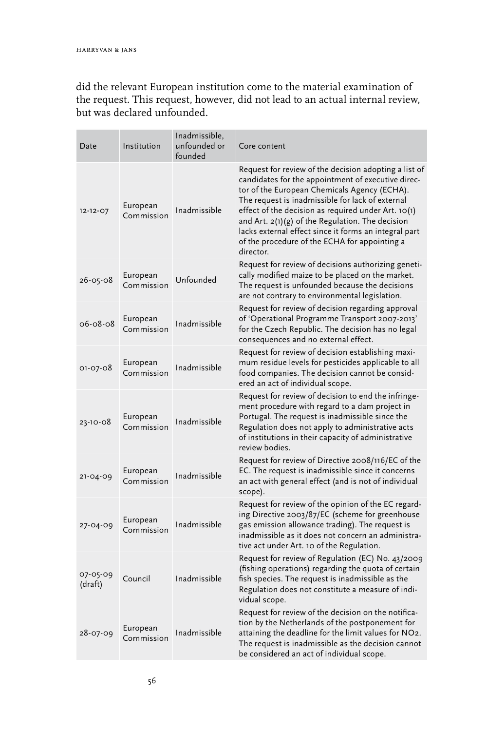did the relevant European institution come to the material examination of the request. This request, however, did not lead to an actual internal review, but was declared unfounded.

| Date | Institution | Inadmissible, unfounded or founded | Core content |
|---|---|---|---|
| 12-12-07 | European Commission | Inadmissible | Request for review of the decision adopting a list of candidates for the appointment of executive director of the European Chemicals Agency (ECHA). The request is inadmissible for lack of external effect of the decision as required under Art. 10(1) and Art. 2(1)(g) of the Regulation. The decision lacks external effect since it forms an integral part of the procedure of the ECHA for appointing a director. |
| 26-05-08 | European Commission | Unfounded | Request for review of decisions authorizing genetically modified maize to be placed on the market. The request is unfounded because the decisions are not contrary to environmental legislation. |
| 06-08-08 | European Commission | Inadmissible | Request for review of decision regarding approval of 'Operational Programme Transport 2007-2013' for the Czech Republic. The decision has no legal consequences and no external effect. |
| 01-07-08 | European Commission | Inadmissible | Request for review of decision establishing maximum residue levels for pesticides applicable to all food companies. The decision cannot be considered an act of individual scope. |
| 23-10-08 | European Commission | Inadmissible | Request for review of decision to end the infringement procedure with regard to a dam project in Portugal. The request is inadmissible since the Regulation does not apply to administrative acts of institutions in their capacity of administrative review bodies. |
| 21-04-09 | European Commission | Inadmissible | Request for review of Directive 2008/116/EC of the EC. The request is inadmissible since it concerns an act with general effect (and is not of individual scope). |
| 27-04-09 | European Commission | Inadmissible | Request for review of the opinion of the EC regarding Directive 2003/87/EC (scheme for greenhouse gas emission allowance trading). The request is inadmissible as it does not concern an administrative act under Art. 10 of the Regulation. |
| 07-05-09 (draft) | Council | Inadmissible | Request for review of Regulation (EC) No. 43/2009 (fishing operations) regarding the quota of certain fish species. The request is inadmissible as the Regulation does not constitute a measure of individual scope. |
| 28-07-09 | European Commission | Inadmissible | Request for review of the decision on the notification by the Netherlands of the postponement for attaining the deadline for the limit values for $NO_2$. The request is inadmissible as the decision cannot be considered an act of individual scope. |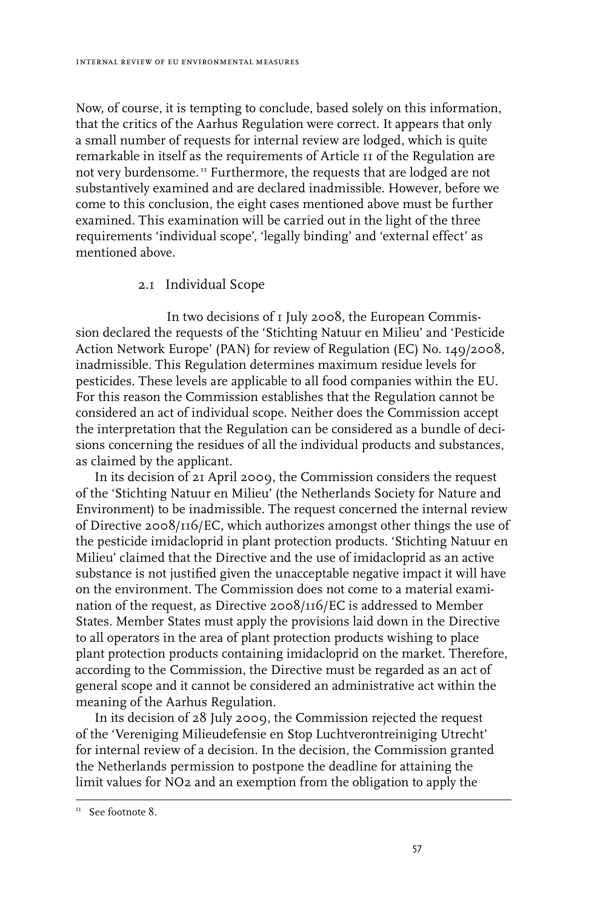Now, of course, it is tempting to conclude, based solely on this information, that the critics of the Aarhus Regulation were correct. It appears that only a small number of requests for internal review are lodged, which is quite remarkable in itself as the requirements of Article 11 of the Regulation are not very burdensome.[11] Furthermore, the requests that are lodged are not substantively examined and are declared inadmissible. However, before we come to this conclusion, the eight cases mentioned above must be further examined. This examination will be carried out in the light of the three requirements 'individual scope', 'legally binding' and 'external effect' as mentioned above.

## 2.1 Individual Scope

In two decisions of 1 July 2008, the European Commission declared the requests of the 'Stichting Natuur en Milieu' and 'Pesticide Action Network Europe' (PAN) for review of Regulation (EC) No. 149/2008, inadmissible. This Regulation determines maximum residue levels for pesticides. These levels are applicable to all food companies within the EU. For this reason the Commission establishes that the Regulation cannot be considered an act of individual scope. Neither does the Commission accept the interpretation that the Regulation can be considered as a bundle of decisions concerning the residues of all the individual products and substances, as claimed by the applicant.

In its decision of 21 April 2009, the Commission considers the request of the 'Stichting Natuur en Milieu' (the Netherlands Society for Nature and Environment) to be inadmissible. The request concerned the internal review of Directive 2008/116/EC, which authorizes amongst other things the use of the pesticide imidacloprid in plant protection products. 'Stichting Natuur en Milieu' claimed that the Directive and the use of imidacloprid as an active substance is not justified given the unacceptable negative impact it will have on the environment. The Commission does not come to a material examination of the request, as Directive 2008/116/EC is addressed to Member States. Member States must apply the provisions laid down in the Directive to all operators in the area of plant protection products wishing to place plant protection products containing imidacloprid on the market. Therefore, according to the Commission, the Directive must be regarded as an act of general scope and it cannot be considered an administrative act within the meaning of the Aarhus Regulation.

In its decision of 28 July 2009, the Commission rejected the request of the 'Vereniging Milieudefensie en Stop Luchtverontreiniging Utrecht' for internal review of a decision. In the decision, the Commission granted the Netherlands permission to postpone the deadline for attaining the limit values for $NO_2$ and an exemption from the obligation to apply the

[11] See footnote 8.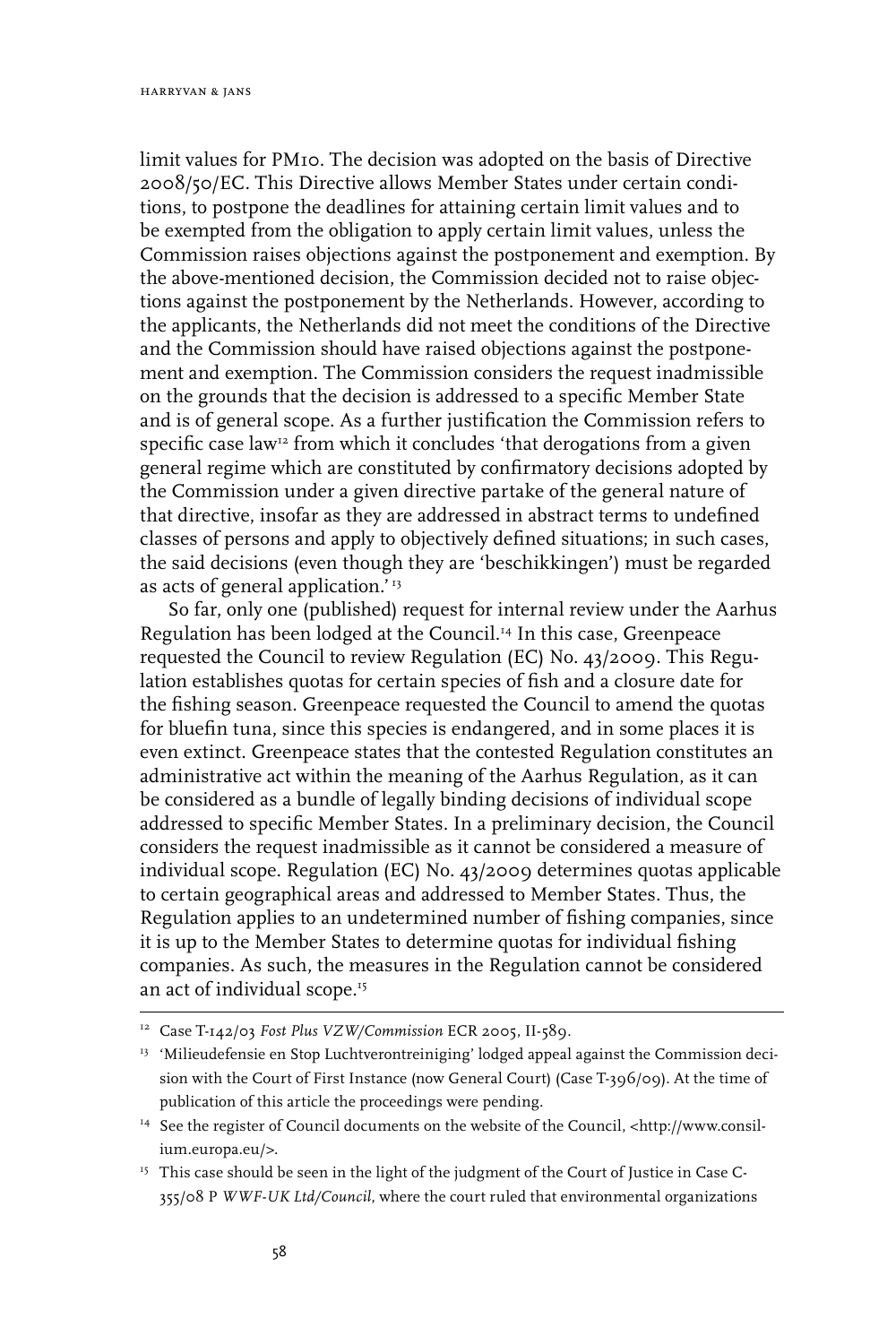limit values for PM10. The decision was adopted on the basis of Directive 2008/50/EC. This Directive allows Member States under certain conditions, to postpone the deadlines for attaining certain limit values and to be exempted from the obligation to apply certain limit values, unless the Commission raises objections against the postponement and exemption. By the above-mentioned decision, the Commission decided not to raise objections against the postponement by the Netherlands. However, according to the applicants, the Netherlands did not meet the conditions of the Directive and the Commission should have raised objections against the postponement and exemption. The Commission considers the request inadmissible on the grounds that the decision is addressed to a specific Member State and is of general scope. As a further justification the Commission refers to specific case law[12] from which it concludes 'that derogations from a given general regime which are constituted by confirmatory decisions adopted by the Commission under a given directive partake of the general nature of that directive, insofar as they are addressed in abstract terms to undefined classes of persons and apply to objectively defined situations; in such cases, the said decisions (even though they are 'beschikkingen') must be regarded as acts of general application.'[13]

So far, only one (published) request for internal review under the Aarhus Regulation has been lodged at the Council.[14] In this case, Greenpeace requested the Council to review Regulation (EC) No. 43/2009. This Regulation establishes quotas for certain species of fish and a closure date for the fishing season. Greenpeace requested the Council to amend the quotas for bluefin tuna, since this species is endangered, and in some places it is even extinct. Greenpeace states that the contested Regulation constitutes an administrative act within the meaning of the Aarhus Regulation, as it can be considered as a bundle of legally binding decisions of individual scope addressed to specific Member States. In a preliminary decision, the Council considers the request inadmissible as it cannot be considered a measure of individual scope. Regulation (EC) No. 43/2009 determines quotas applicable to certain geographical areas and addressed to Member States. Thus, the Regulation applies to an undetermined number of fishing companies, since it is up to the Member States to determine quotas for individual fishing companies. As such, the measures in the Regulation cannot be considered an act of individual scope.[15]

---

[12] Case T-142/03 *Fost Plus VZW/Commission* ECR 2005, II-589.

[13] 'Milieudefensie en Stop Luchtverontreiniging' lodged appeal against the Commission decision with the Court of First Instance (now General Court) (Case T-396/09). At the time of publication of this article the proceedings were pending.

[14] See the register of Council documents on the website of the Council, <http://www.consilium.europa.eu/>.

[15] This case should be seen in the light of the judgment of the Court of Justice in Case C-355/08 P *WWF-UK Ltd/Council*, where the court ruled that environmental organizations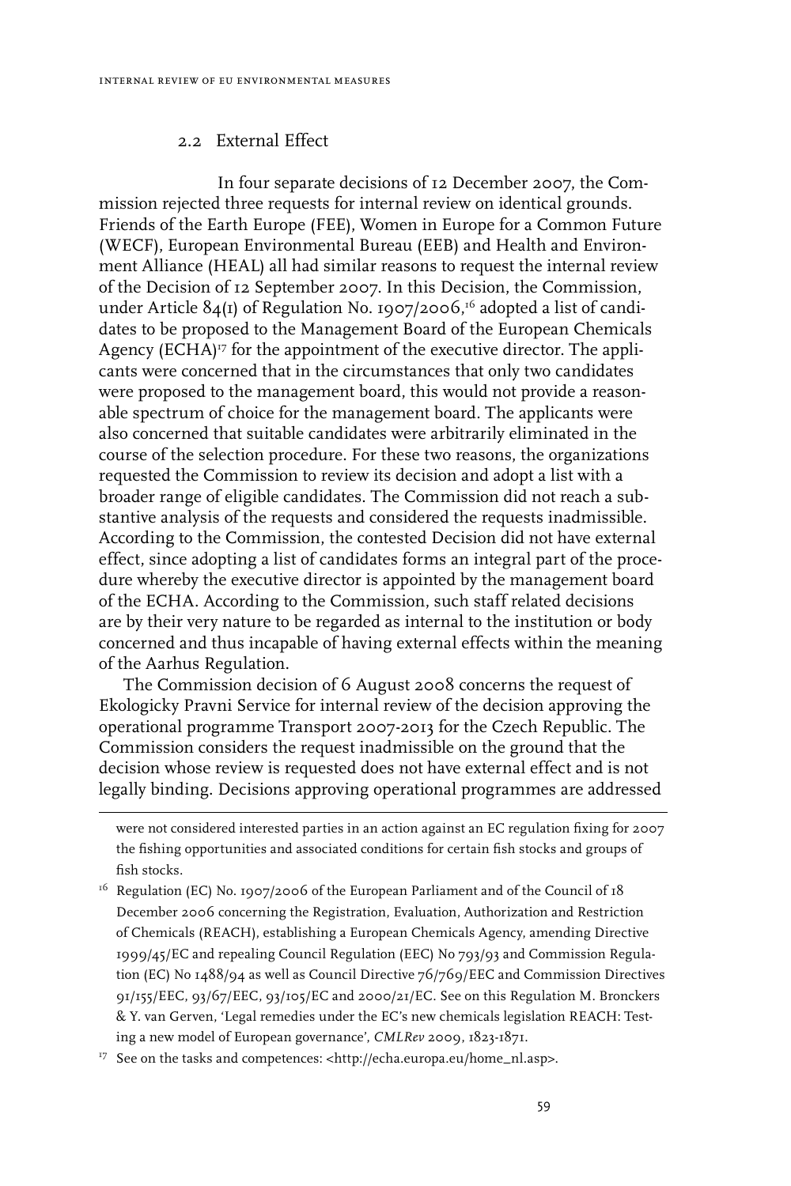### 2.2 External Effect

In four separate decisions of 12 December 2007, the Commission rejected three requests for internal review on identical grounds. Friends of the Earth Europe (FEE), Women in Europe for a Common Future (WECF), European Environmental Bureau (EEB) and Health and Environment Alliance (HEAL) all had similar reasons to request the internal review of the Decision of 12 September 2007. In this Decision, the Commission, under Article 84(1) of Regulation No. 1907/2006,[16] adopted a list of candidates to be proposed to the Management Board of the European Chemicals Agency (ECHA)[17] for the appointment of the executive director. The applicants were concerned that in the circumstances that only two candidates were proposed to the management board, this would not provide a reasonable spectrum of choice for the management board. The applicants were also concerned that suitable candidates were arbitrarily eliminated in the course of the selection procedure. For these two reasons, the organizations requested the Commission to review its decision and adopt a list with a broader range of eligible candidates. The Commission did not reach a substantive analysis of the requests and considered the requests inadmissible. According to the Commission, the contested Decision did not have external effect, since adopting a list of candidates forms an integral part of the procedure whereby the executive director is appointed by the management board of the ECHA. According to the Commission, such staff related decisions are by their very nature to be regarded as internal to the institution or body concerned and thus incapable of having external effects within the meaning of the Aarhus Regulation.

The Commission decision of 6 August 2008 concerns the request of Ekologicky Pravni Service for internal review of the decision approving the operational programme Transport 2007-2013 for the Czech Republic. The Commission considers the request inadmissible on the ground that the decision whose review is requested does not have external effect and is not legally binding. Decisions approving operational programmes are addressed

were not considered interested parties in an action against an EC regulation fixing for 2007 the fishing opportunities and associated conditions for certain fish stocks and groups of fish stocks.

[16] Regulation (EC) No. 1907/2006 of the European Parliament and of the Council of 18 December 2006 concerning the Registration, Evaluation, Authorization and Restriction of Chemicals (REACH), establishing a European Chemicals Agency, amending Directive 1999/45/EC and repealing Council Regulation (EEC) No 793/93 and Commission Regulation (EC) No 1488/94 as well as Council Directive 76/769/EEC and Commission Directives 91/155/EEC, 93/67/EEC, 93/105/EC and 2000/21/EC. See on this Regulation M. Bronckers & Y. van Gerven, 'Legal remedies under the EC's new chemicals legislation REACH: Testing a new model of European governance', *CMLRev* 2009, 1823-1871.

[17] See on the tasks and competences: <http://echa.europa.eu/home_nl.asp>.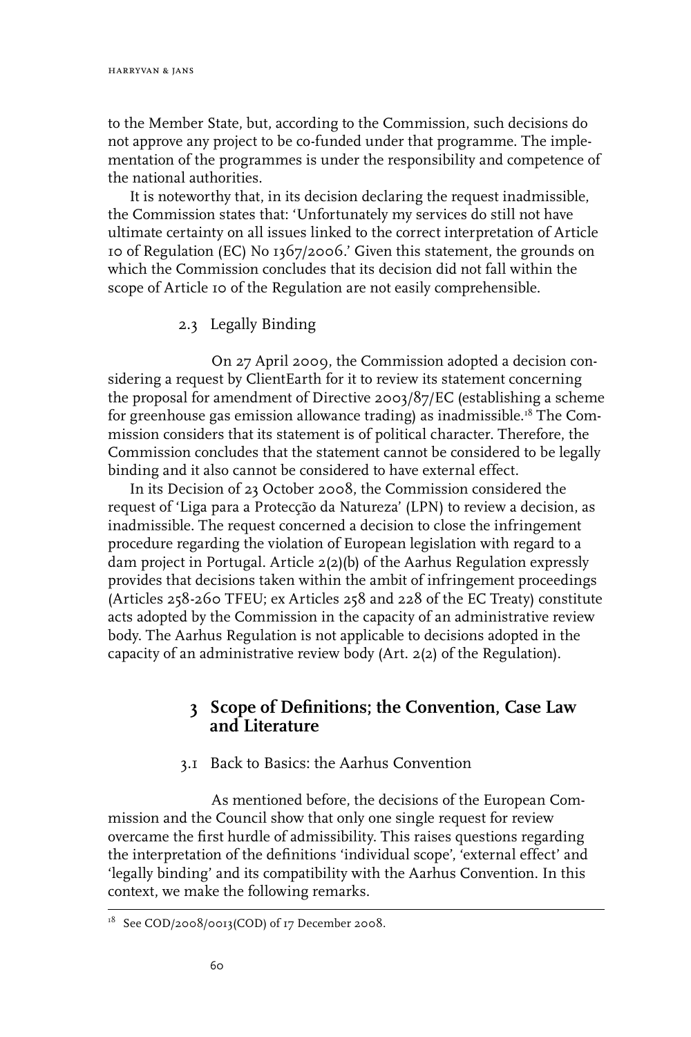to the Member State, but, according to the Commission, such decisions do not approve any project to be co-funded under that programme. The implementation of the programmes is under the responsibility and competence of the national authorities.

It is noteworthy that, in its decision declaring the request inadmissible, the Commission states that: 'Unfortunately my services do still not have ultimate certainty on all issues linked to the correct interpretation of Article 10 of Regulation (EC) No 1367/2006.' Given this statement, the grounds on which the Commission concludes that its decision did not fall within the scope of Article 10 of the Regulation are not easily comprehensible.

### 2.3 Legally Binding

On 27 April 2009, the Commission adopted a decision considering a request by ClientEarth for it to review its statement concerning the proposal for amendment of Directive 2003/87/EC (establishing a scheme for greenhouse gas emission allowance trading) as inadmissible.[18] The Commission considers that its statement is of political character. Therefore, the Commission concludes that the statement cannot be considered to be legally binding and it also cannot be considered to have external effect.

In its Decision of 23 October 2008, the Commission considered the request of 'Liga para a Protecção da Natureza' (LPN) to review a decision, as inadmissible. The request concerned a decision to close the infringement procedure regarding the violation of European legislation with regard to a dam project in Portugal. Article 2(2)(b) of the Aarhus Regulation expressly provides that decisions taken within the ambit of infringement proceedings (Articles 258-260 TFEU; ex Articles 258 and 228 of the EC Treaty) constitute acts adopted by the Commission in the capacity of an administrative review body. The Aarhus Regulation is not applicable to decisions adopted in the capacity of an administrative review body (Art. 2(2) of the Regulation).

## 3 Scope of Definitions; the Convention, Case Law and Literature

### 3.1 Back to Basics: the Aarhus Convention

As mentioned before, the decisions of the European Commission and the Council show that only one single request for review overcame the first hurdle of admissibility. This raises questions regarding the interpretation of the definitions 'individual scope', 'external effect' and 'legally binding' and its compatibility with the Aarhus Convention. In this context, we make the following remarks.

---

[18] See COD/2008/0013(COD) of 17 December 2008.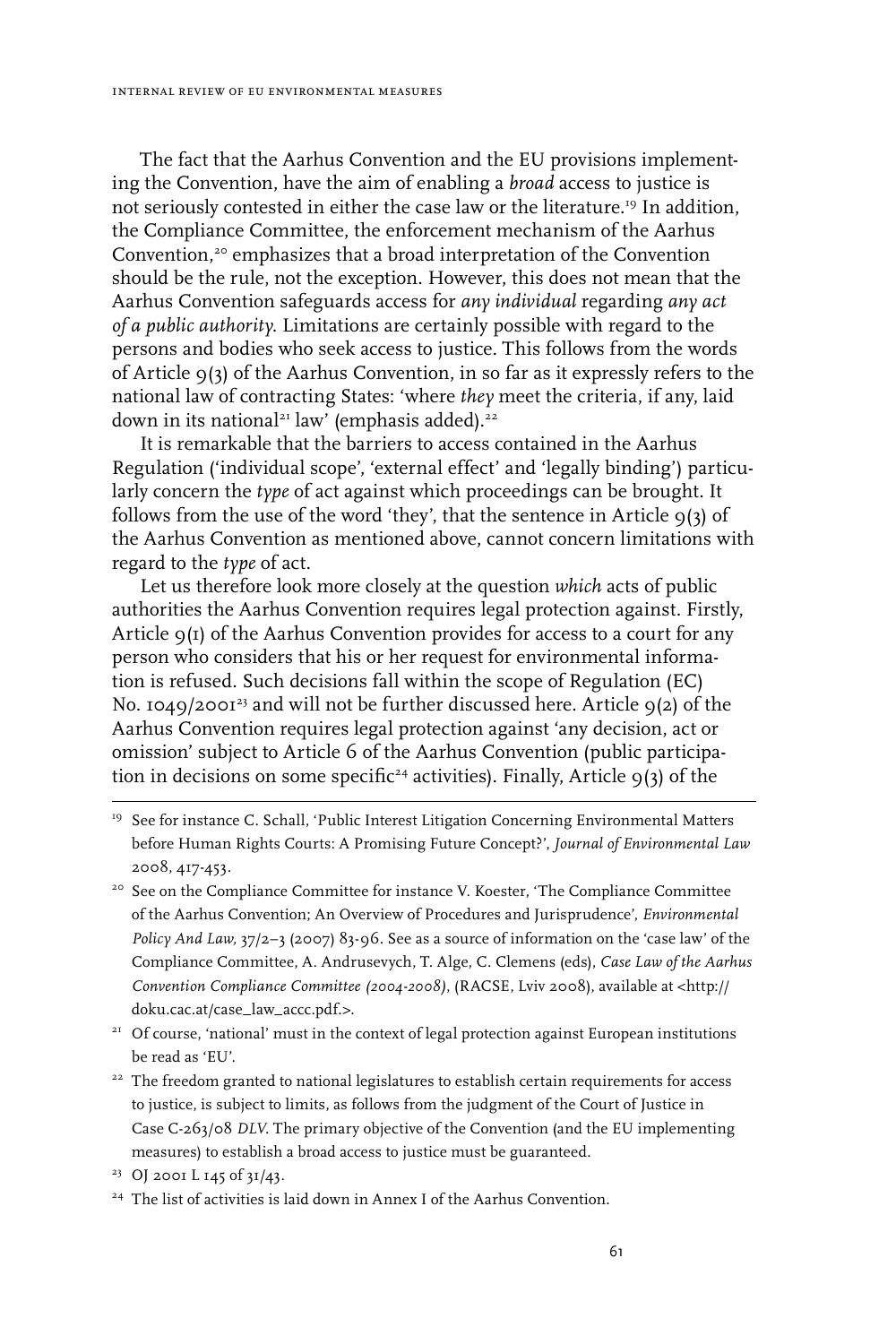The fact that the Aarhus Convention and the EU provisions implementing the Convention, have the aim of enabling a *broad* access to justice is not seriously contested in either the case law or the literature.[19] In addition, the Compliance Committee, the enforcement mechanism of the Aarhus Convention,[20] emphasizes that a broad interpretation of the Convention should be the rule, not the exception. However, this does not mean that the Aarhus Convention safeguards access for *any individual* regarding *any act of a public authority*. Limitations are certainly possible with regard to the persons and bodies who seek access to justice. This follows from the words of Article 9(3) of the Aarhus Convention, in so far as it expressly refers to the national law of contracting States: 'where *they* meet the criteria, if any, laid down in its national[21] law' (emphasis added).[22]

It is remarkable that the barriers to access contained in the Aarhus Regulation ('individual scope', 'external effect' and 'legally binding') particularly concern the *type* of act against which proceedings can be brought. It follows from the use of the word 'they', that the sentence in Article 9(3) of the Aarhus Convention as mentioned above, cannot concern limitations with regard to the *type* of act.

Let us therefore look more closely at the question *which* acts of public authorities the Aarhus Convention requires legal protection against. Firstly, Article 9(1) of the Aarhus Convention provides for access to a court for any person who considers that his or her request for environmental information is refused. Such decisions fall within the scope of Regulation (EC) No. 1049/2001[23] and will not be further discussed here. Article 9(2) of the Aarhus Convention requires legal protection against 'any decision, act or omission' subject to Article 6 of the Aarhus Convention (public participation in decisions on some specific[24] activities). Finally, Article 9(3) of the

---

[19] See for instance C. Schall, 'Public Interest Litigation Concerning Environmental Matters before Human Rights Courts: A Promising Future Concept?', *Journal of Environmental Law* 2008, 417-453.

[20] See on the Compliance Committee for instance V. Koester, 'The Compliance Committee of the Aarhus Convention; An Overview of Procedures and Jurisprudence', *Environmental Policy And Law,* 37/2–3 (2007) 83-96. See as a source of information on the 'case law' of the Compliance Committee, A. Andrusevych, T. Alge, C. Clemens (eds), *Case Law of the Aarhus Convention Compliance Committee (2004-2008)*, (RACSE, Lviv 2008), available at <http://doku.cac.at/case_law_accc.pdf.>.

[21] Of course, 'national' must in the context of legal protection against European institutions be read as 'EU'.

[22] The freedom granted to national legislatures to establish certain requirements for access to justice, is subject to limits, as follows from the judgment of the Court of Justice in Case C-263/08 *DLV*. The primary objective of the Convention (and the EU implementing measures) to establish a broad access to justice must be guaranteed.

[23] OJ 2001 L 145 of 31/43.

[24] The list of activities is laid down in Annex I of the Aarhus Convention.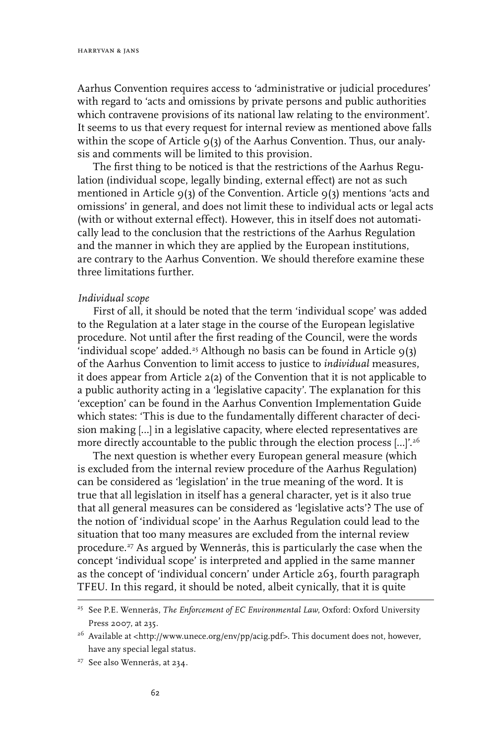Aarhus Convention requires access to 'administrative or judicial procedures' with regard to 'acts and omissions by private persons and public authorities which contravene provisions of its national law relating to the environment'. It seems to us that every request for internal review as mentioned above falls within the scope of Article 9(3) of the Aarhus Convention. Thus, our analysis and comments will be limited to this provision.

The first thing to be noticed is that the restrictions of the Aarhus Regulation (individual scope, legally binding, external effect) are not as such mentioned in Article 9(3) of the Convention. Article 9(3) mentions 'acts and omissions' in general, and does not limit these to individual acts or legal acts (with or without external effect). However, this in itself does not automatically lead to the conclusion that the restrictions of the Aarhus Regulation and the manner in which they are applied by the European institutions, are contrary to the Aarhus Convention. We should therefore examine these three limitations further.

*Individual scope*

First of all, it should be noted that the term 'individual scope' was added to the Regulation at a later stage in the course of the European legislative procedure. Not until after the first reading of the Council, were the words 'individual scope' added.[25] Although no basis can be found in Article 9(3) of the Aarhus Convention to limit access to justice to *individual* measures, it does appear from Article 2(2) of the Convention that it is not applicable to a public authority acting in a 'legislative capacity'. The explanation for this 'exception' can be found in the Aarhus Convention Implementation Guide which states: 'This is due to the fundamentally different character of decision making [...] in a legislative capacity, where elected representatives are more directly accountable to the public through the election process [...]'.[26]

The next question is whether every European general measure (which is excluded from the internal review procedure of the Aarhus Regulation) can be considered as 'legislation' in the true meaning of the word. It is true that all legislation in itself has a general character, yet is it also true that all general measures can be considered as 'legislative acts'? The use of the notion of 'individual scope' in the Aarhus Regulation could lead to the situation that too many measures are excluded from the internal review procedure.[27] As argued by Wennerås, this is particularly the case when the concept 'individual scope' is interpreted and applied in the same manner as the concept of 'individual concern' under Article 263, fourth paragraph TFEU. In this regard, it should be noted, albeit cynically, that it is quite

---

[25] See P.E. Wennerås, *The Enforcement of EC Environmental Law*, Oxford: Oxford University Press 2007, at 235.

[26] Available at <http://www.unece.org/env/pp/acig.pdf>. This document does not, however, have any special legal status.

[27] See also Wennerås, at 234.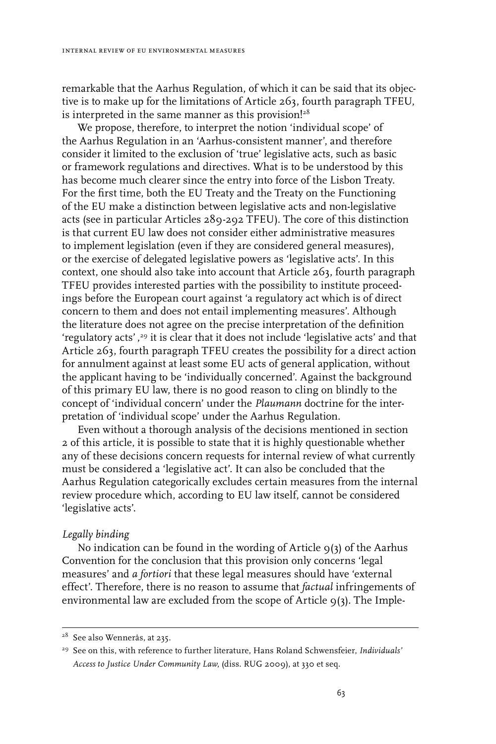remarkable that the Aarhus Regulation, of which it can be said that its objective is to make up for the limitations of Article 263, fourth paragraph TFEU, is interpreted in the same manner as this provision![28]

We propose, therefore, to interpret the notion 'individual scope' of the Aarhus Regulation in an 'Aarhus-consistent manner', and therefore consider it limited to the exclusion of 'true' legislative acts, such as basic or framework regulations and directives. What is to be understood by this has become much clearer since the entry into force of the Lisbon Treaty. For the first time, both the EU Treaty and the Treaty on the Functioning of the EU make a distinction between legislative acts and non-legislative acts (see in particular Articles 289-292 TFEU). The core of this distinction is that current EU law does not consider either administrative measures to implement legislation (even if they are considered general measures), or the exercise of delegated legislative powers as 'legislative acts'. In this context, one should also take into account that Article 263, fourth paragraph TFEU provides interested parties with the possibility to institute proceedings before the European court against 'a regulatory act which is of direct concern to them and does not entail implementing measures'. Although the literature does not agree on the precise interpretation of the definition 'regulatory acts',[29] it is clear that it does not include 'legislative acts' and that Article 263, fourth paragraph TFEU creates the possibility for a direct action for annulment against at least some EU acts of general application, without the applicant having to be 'individually concerned'. Against the background of this primary EU law, there is no good reason to cling on blindly to the concept of 'individual concern' under the *Plaumann* doctrine for the interpretation of 'individual scope' under the Aarhus Regulation.

Even without a thorough analysis of the decisions mentioned in section 2 of this article, it is possible to state that it is highly questionable whether any of these decisions concern requests for internal review of what currently must be considered a 'legislative act'. It can also be concluded that the Aarhus Regulation categorically excludes certain measures from the internal review procedure which, according to EU law itself, cannot be considered 'legislative acts'.

*Legally binding*

No indication can be found in the wording of Article 9(3) of the Aarhus Convention for the conclusion that this provision only concerns 'legal measures' and *a fortiori* that these legal measures should have 'external effect'. Therefore, there is no reason to assume that *factual* infringements of environmental law are excluded from the scope of Article 9(3). The Imple-

---

[28] See also Wennerås, at 235.

[29] See on this, with reference to further literature, Hans Roland Schwensfeier, *Individuals' Access to Justice Under Community Law*, (diss. RUG 2009), at 330 et seq.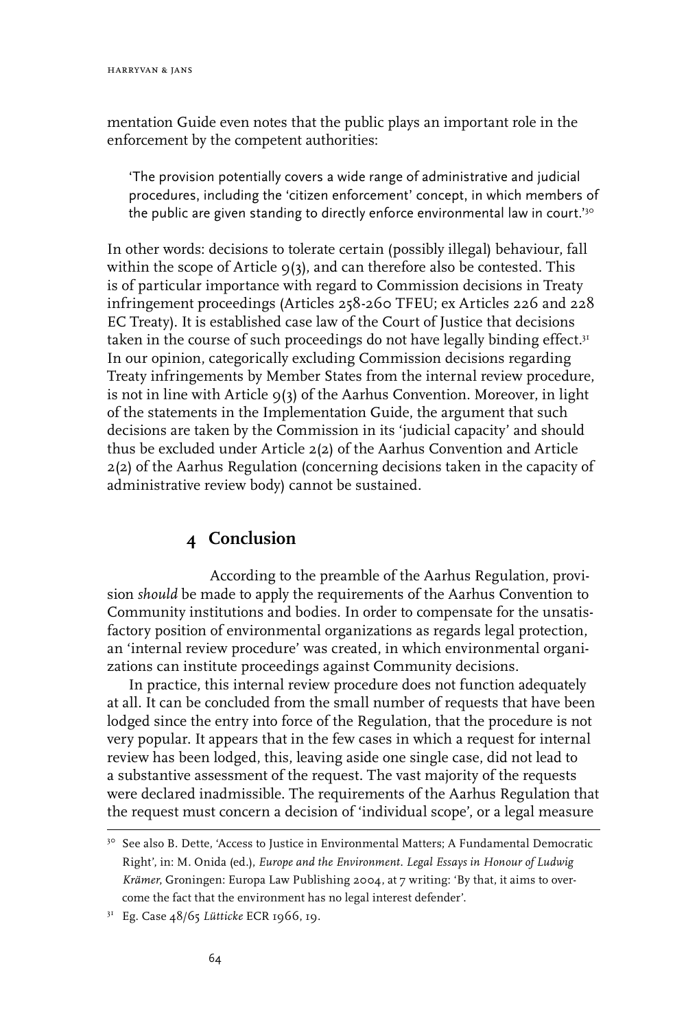mentation Guide even notes that the public plays an important role in the enforcement by the competent authorities:

> 'The provision potentially covers a wide range of administrative and judicial procedures, including the 'citizen enforcement' concept, in which members of the public are given standing to directly enforce environmental law in court.'[30]

In other words: decisions to tolerate certain (possibly illegal) behaviour, fall within the scope of Article 9(3), and can therefore also be contested. This is of particular importance with regard to Commission decisions in Treaty infringement proceedings (Articles 258-260 TFEU; ex Articles 226 and 228 EC Treaty). It is established case law of the Court of Justice that decisions taken in the course of such proceedings do not have legally binding effect.[31] In our opinion, categorically excluding Commission decisions regarding Treaty infringements by Member States from the internal review procedure, is not in line with Article 9(3) of the Aarhus Convention. Moreover, in light of the statements in the Implementation Guide, the argument that such decisions are taken by the Commission in its 'judicial capacity' and should thus be excluded under Article 2(2) of the Aarhus Convention and Article 2(2) of the Aarhus Regulation (concerning decisions taken in the capacity of administrative review body) cannot be sustained.

## 4 Conclusion

According to the preamble of the Aarhus Regulation, provision *should* be made to apply the requirements of the Aarhus Convention to Community institutions and bodies. In order to compensate for the unsatisfactory position of environmental organizations as regards legal protection, an 'internal review procedure' was created, in which environmental organizations can institute proceedings against Community decisions.

In practice, this internal review procedure does not function adequately at all. It can be concluded from the small number of requests that have been lodged since the entry into force of the Regulation, that the procedure is not very popular. It appears that in the few cases in which a request for internal review has been lodged, this, leaving aside one single case, did not lead to a substantive assessment of the request. The vast majority of the requests were declared inadmissible. The requirements of the Aarhus Regulation that the request must concern a decision of 'individual scope', or a legal measure

---

[30] See also B. Dette, 'Access to Justice in Environmental Matters; A Fundamental Democratic Right', in: M. Onida (ed.), *Europe and the Environment. Legal Essays in Honour of Ludwig Krämer*, Groningen: Europa Law Publishing 2004, at 7 writing: 'By that, it aims to overcome the fact that the environment has no legal interest defender'.

[31] Eg. Case 48/65 *Lütticke* ECR 1966, 19.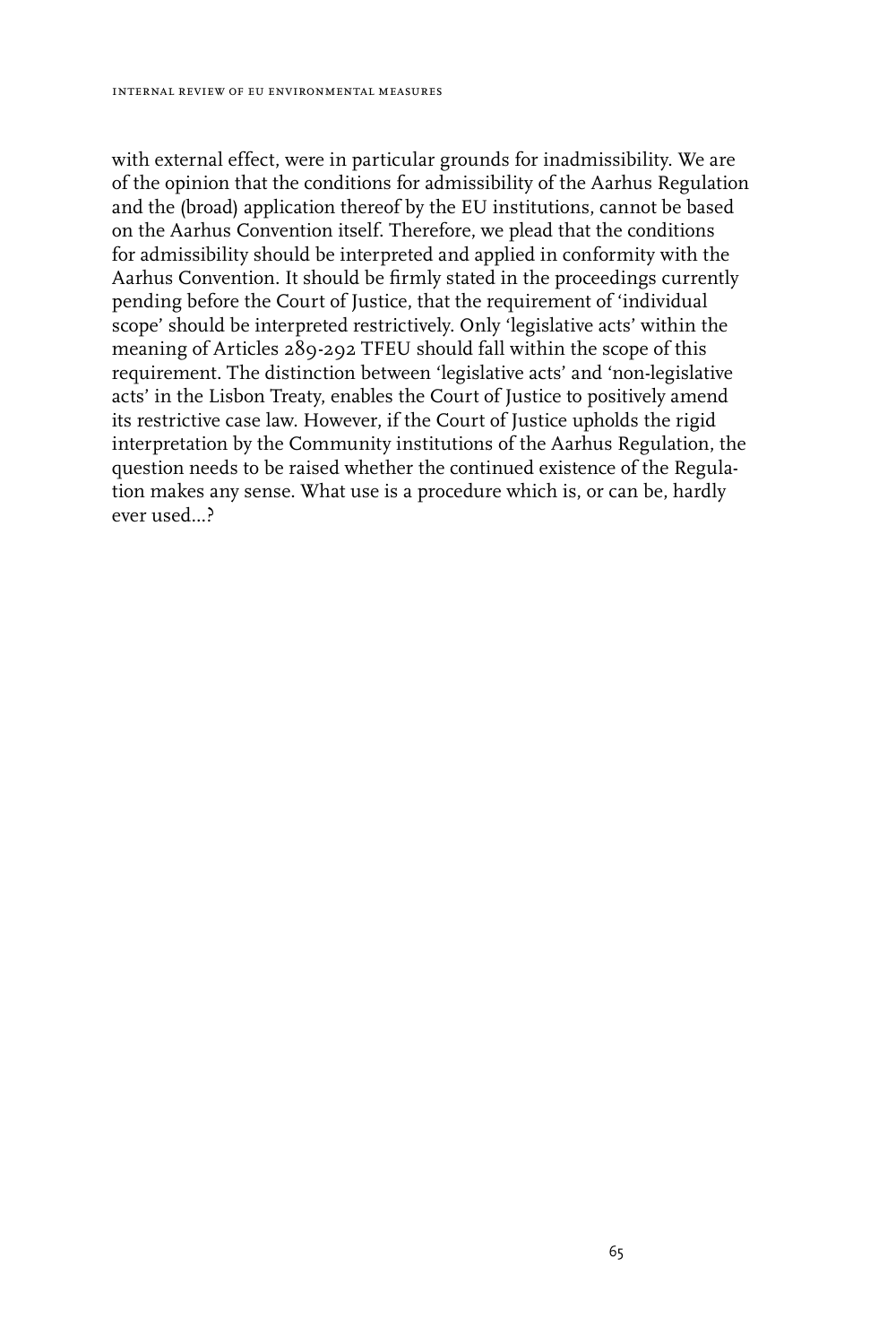with external effect, were in particular grounds for inadmissibility. We are of the opinion that the conditions for admissibility of the Aarhus Regulation and the (broad) application thereof by the EU institutions, cannot be based on the Aarhus Convention itself. Therefore, we plead that the conditions for admissibility should be interpreted and applied in conformity with the Aarhus Convention. It should be firmly stated in the proceedings currently pending before the Court of Justice, that the requirement of 'individual scope' should be interpreted restrictively. Only 'legislative acts' within the meaning of Articles 289-292 TFEU should fall within the scope of this requirement. The distinction between 'legislative acts' and 'non-legislative acts' in the Lisbon Treaty, enables the Court of Justice to positively amend its restrictive case law. However, if the Court of Justice upholds the rigid interpretation by the Community institutions of the Aarhus Regulation, the question needs to be raised whether the continued existence of the Regulation makes any sense. What use is a procedure which is, or can be, hardly ever used...?